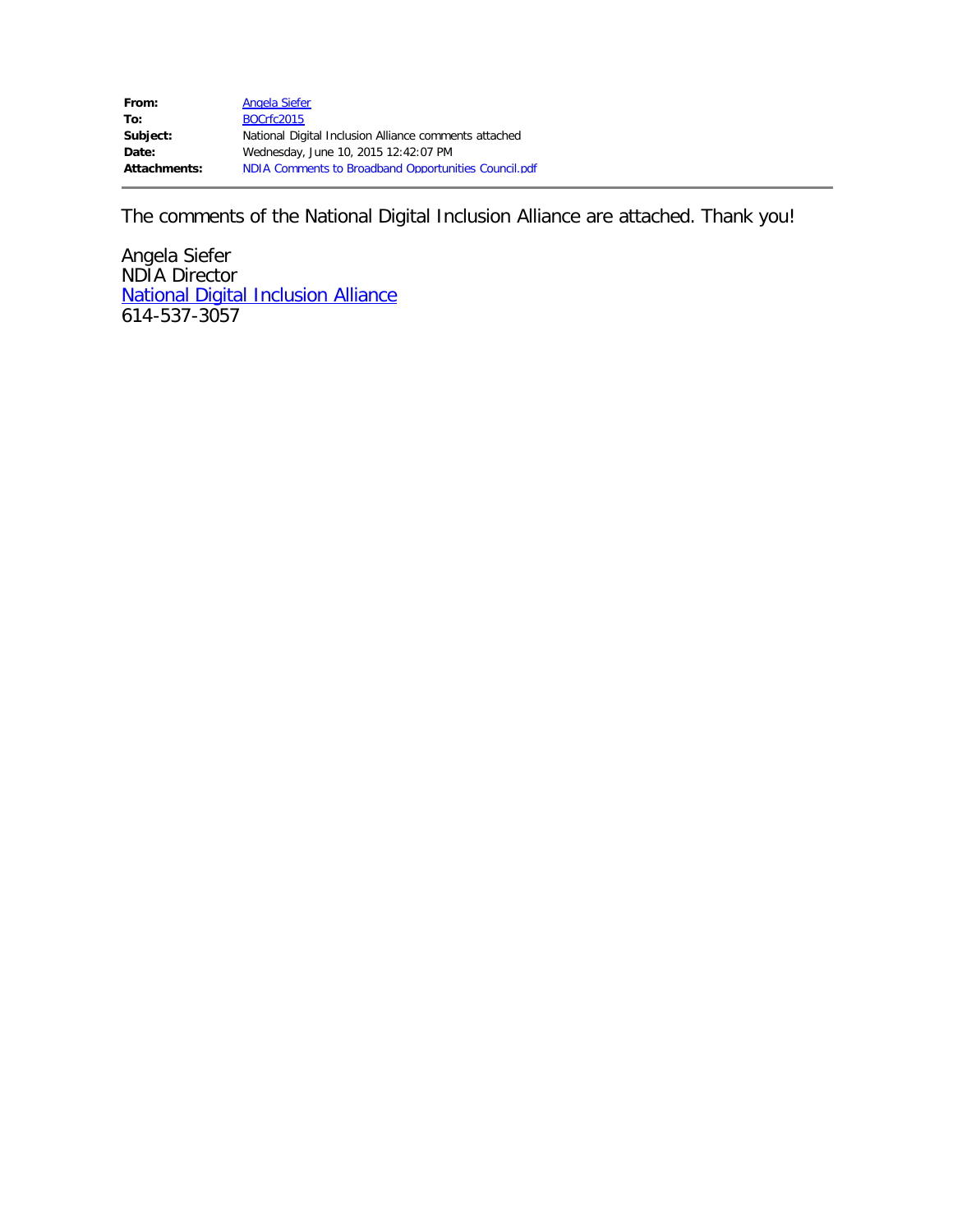| | |
|---|---|
| **From:** | Angela Siefer |
| **To:** | BOCrfc2015 |
| **Subject:** | National Digital Inclusion Alliance comments attached |
| **Date:** | Wednesday, June 10, 2015 12:42:07 PM |
| **Attachments:** | NDIA Comments to Broadband Opportunities Council.pdf |

---

The comments of the National Digital Inclusion Alliance are attached. Thank you!

Angela Siefer
NDIA Director
National Digital Inclusion Alliance
614-537-3057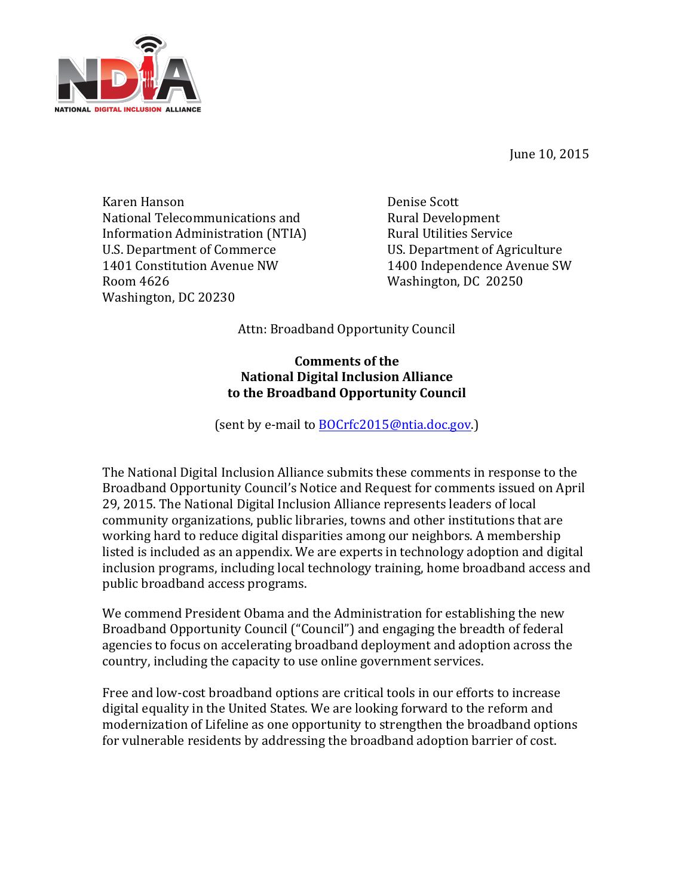June 10, 2015

Karen Hanson
National Telecommunications and
Information Administration (NTIA)
U.S. Department of Commerce
1401 Constitution Avenue NW
Room 4626
Washington, DC 20230

Denise Scott
Rural Development
Rural Utilities Service
US. Department of Agriculture
1400 Independence Avenue SW
Washington, DC 20250

Attn: Broadband Opportunity Council

**Comments of the**
**National Digital Inclusion Alliance**
**to the Broadband Opportunity Council**

(sent by e-mail to BOCrfc2015@ntia.doc.gov.)

The National Digital Inclusion Alliance submits these comments in response to the Broadband Opportunity Council's Notice and Request for comments issued on April 29, 2015. The National Digital Inclusion Alliance represents leaders of local community organizations, public libraries, towns and other institutions that are working hard to reduce digital disparities among our neighbors. A membership listed is included as an appendix. We are experts in technology adoption and digital inclusion programs, including local technology training, home broadband access and public broadband access programs.

We commend President Obama and the Administration for establishing the new Broadband Opportunity Council ("Council") and engaging the breadth of federal agencies to focus on accelerating broadband deployment and adoption across the country, including the capacity to use online government services.

Free and low-cost broadband options are critical tools in our efforts to increase digital equality in the United States. We are looking forward to the reform and modernization of Lifeline as one opportunity to strengthen the broadband options for vulnerable residents by addressing the broadband adoption barrier of cost.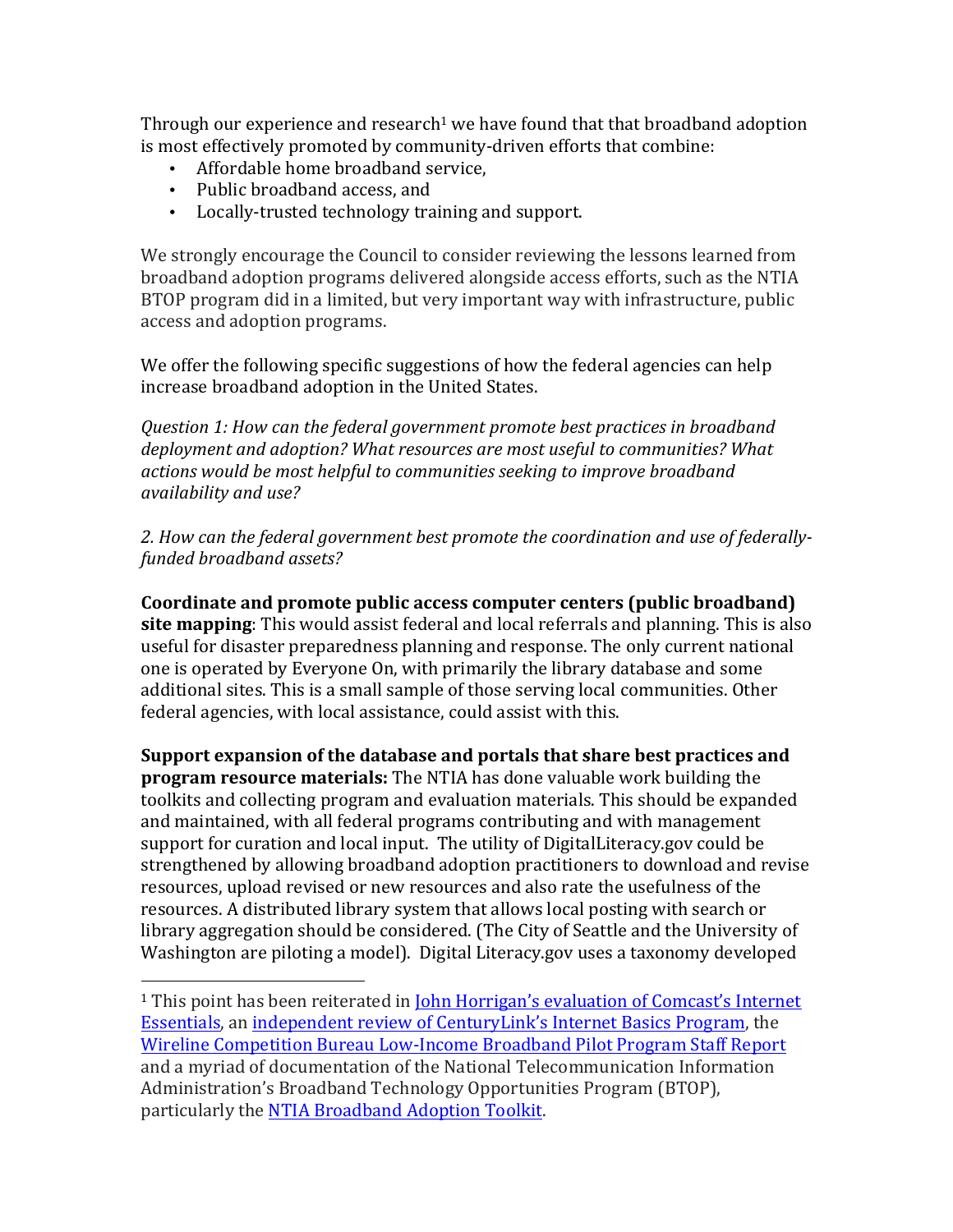Through our experience and research[1] we have found that that broadband adoption is most effectively promoted by community-driven efforts that combine:

- Affordable home broadband service,
- Public broadband access, and
- Locally-trusted technology training and support.

We strongly encourage the Council to consider reviewing the lessons learned from broadband adoption programs delivered alongside access efforts, such as the NTIA BTOP program did in a limited, but very important way with infrastructure, public access and adoption programs.

We offer the following specific suggestions of how the federal agencies can help increase broadband adoption in the United States.

*Question 1: How can the federal government promote best practices in broadband deployment and adoption? What resources are most useful to communities? What actions would be most helpful to communities seeking to improve broadband availability and use?*

*2. How can the federal government best promote the coordination and use of federally-funded broadband assets?*

**Coordinate and promote public access computer centers (public broadband) site mapping**: This would assist federal and local referrals and planning. This is also useful for disaster preparedness planning and response. The only current national one is operated by Everyone On, with primarily the library database and some additional sites. This is a small sample of those serving local communities. Other federal agencies, with local assistance, could assist with this.

**Support expansion of the database and portals that share best practices and program resource materials:** The NTIA has done valuable work building the toolkits and collecting program and evaluation materials. This should be expanded and maintained, with all federal programs contributing and with management support for curation and local input. The utility of DigitalLiteracy.gov could be strengthened by allowing broadband adoption practitioners to download and revise resources, upload revised or new resources and also rate the usefulness of the resources. A distributed library system that allows local posting with search or library aggregation should be considered. (The City of Seattle and the University of Washington are piloting a model). Digital Literacy.gov uses a taxonomy developed

---

[1] This point has been reiterated in John Horrigan's evaluation of Comcast's Internet Essentials, an independent review of CenturyLink's Internet Basics Program, the Wireline Competition Bureau Low-Income Broadband Pilot Program Staff Report and a myriad of documentation of the National Telecommunication Information Administration's Broadband Technology Opportunities Program (BTOP), particularly the NTIA Broadband Adoption Toolkit.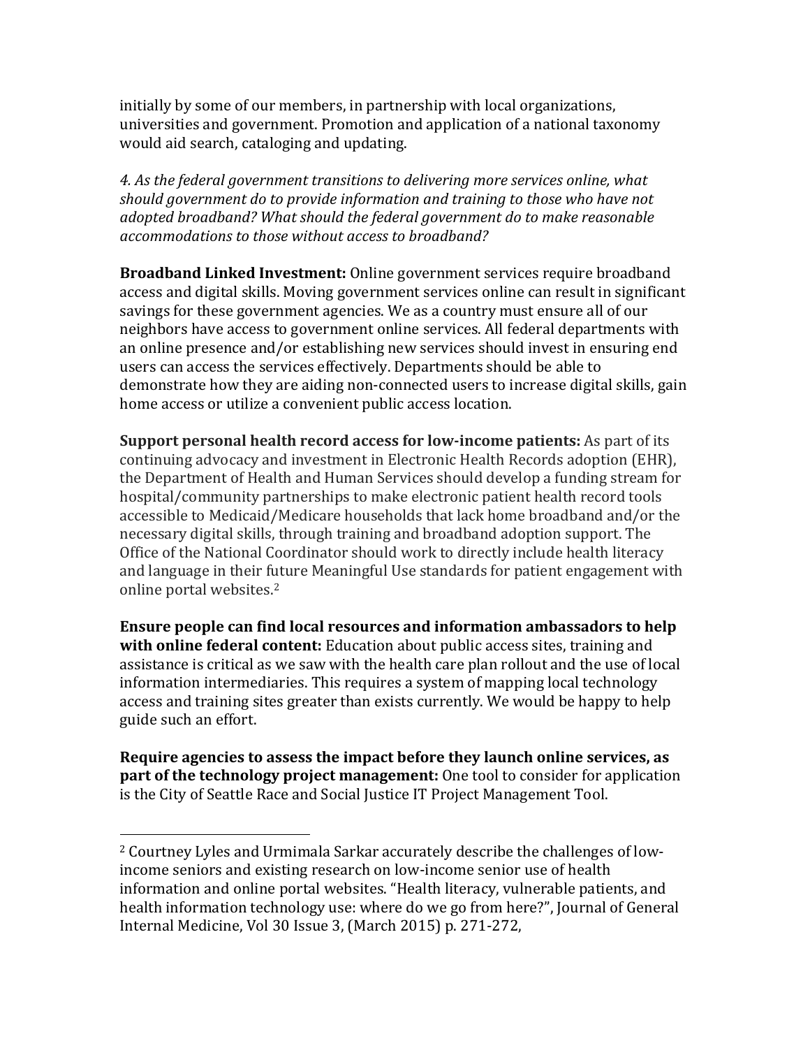initially by some of our members, in partnership with local organizations, universities and government. Promotion and application of a national taxonomy would aid search, cataloging and updating.

*4. As the federal government transitions to delivering more services online, what should government do to provide information and training to those who have not adopted broadband? What should the federal government do to make reasonable accommodations to those without access to broadband?*

**Broadband Linked Investment:** Online government services require broadband access and digital skills. Moving government services online can result in significant savings for these government agencies. We as a country must ensure all of our neighbors have access to government online services. All federal departments with an online presence and/or establishing new services should invest in ensuring end users can access the services effectively. Departments should be able to demonstrate how they are aiding non-connected users to increase digital skills, gain home access or utilize a convenient public access location.

**Support personal health record access for low-income patients:** As part of its continuing advocacy and investment in Electronic Health Records adoption (EHR), the Department of Health and Human Services should develop a funding stream for hospital/community partnerships to make electronic patient health record tools accessible to Medicaid/Medicare households that lack home broadband and/or the necessary digital skills, through training and broadband adoption support. The Office of the National Coordinator should work to directly include health literacy and language in their future Meaningful Use standards for patient engagement with online portal websites.[2]

**Ensure people can find local resources and information ambassadors to help with online federal content:** Education about public access sites, training and assistance is critical as we saw with the health care plan rollout and the use of local information intermediaries. This requires a system of mapping local technology access and training sites greater than exists currently. We would be happy to help guide such an effort.

**Require agencies to assess the impact before they launch online services, as part of the technology project management:** One tool to consider for application is the City of Seattle Race and Social Justice IT Project Management Tool.

---

[2] Courtney Lyles and Urmimala Sarkar accurately describe the challenges of low-income seniors and existing research on low-income senior use of health information and online portal websites. "Health literacy, vulnerable patients, and health information technology use: where do we go from here?", Journal of General Internal Medicine, Vol 30 Issue 3, (March 2015) p. 271-272,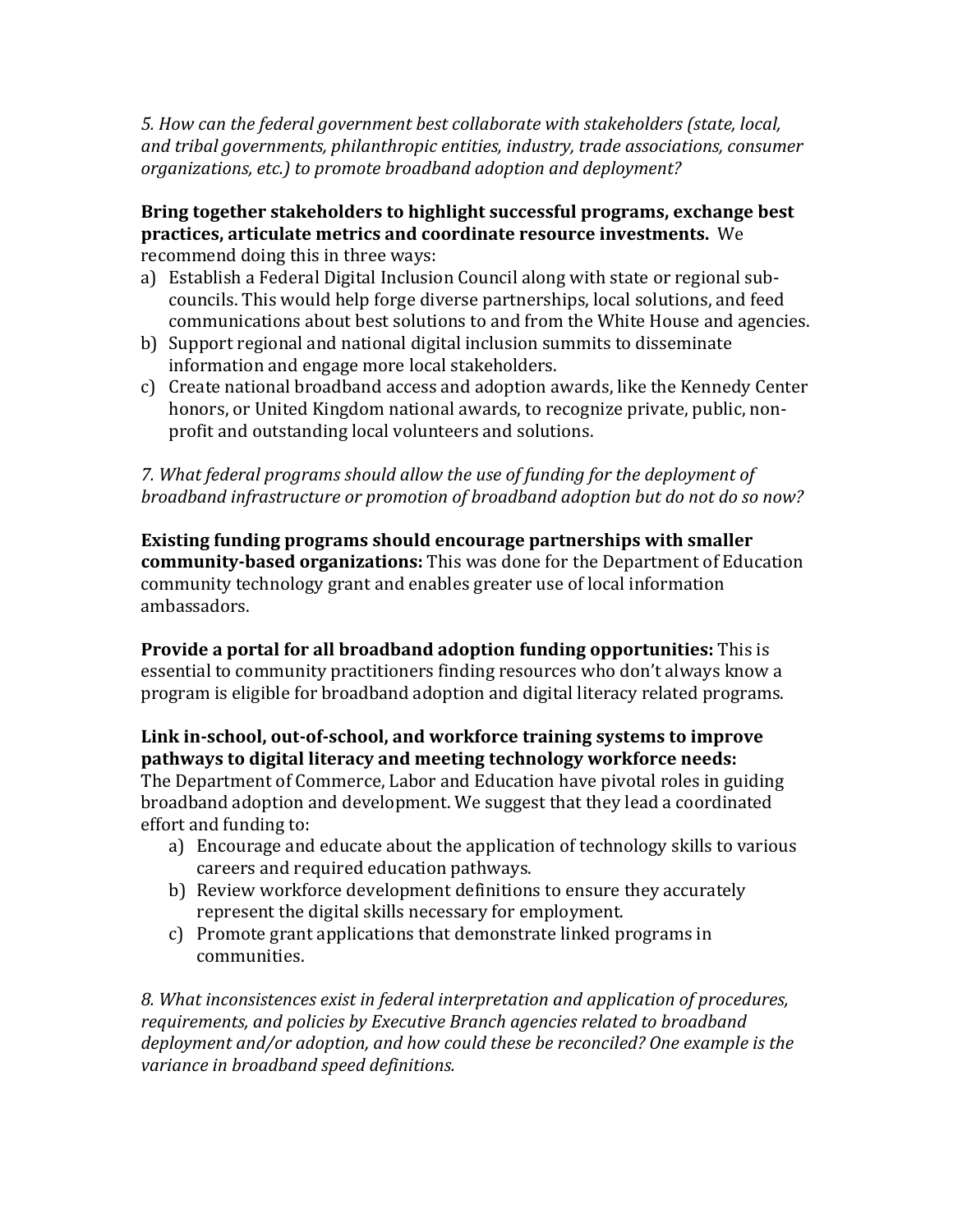*5. How can the federal government best collaborate with stakeholders (state, local, and tribal governments, philanthropic entities, industry, trade associations, consumer organizations, etc.) to promote broadband adoption and deployment?*

**Bring together stakeholders to highlight successful programs, exchange best practices, articulate metrics and coordinate resource investments.** We recommend doing this in three ways:

a) Establish a Federal Digital Inclusion Council along with state or regional sub-councils. This would help forge diverse partnerships, local solutions, and feed communications about best solutions to and from the White House and agencies.
b) Support regional and national digital inclusion summits to disseminate information and engage more local stakeholders.
c) Create national broadband access and adoption awards, like the Kennedy Center honors, or United Kingdom national awards, to recognize private, public, non-profit and outstanding local volunteers and solutions.

*7. What federal programs should allow the use of funding for the deployment of broadband infrastructure or promotion of broadband adoption but do not do so now?*

**Existing funding programs should encourage partnerships with smaller community-based organizations:** This was done for the Department of Education community technology grant and enables greater use of local information ambassadors.

**Provide a portal for all broadband adoption funding opportunities:** This is essential to community practitioners finding resources who don't always know a program is eligible for broadband adoption and digital literacy related programs.

**Link in-school, out-of-school, and workforce training systems to improve pathways to digital literacy and meeting technology workforce needs:** The Department of Commerce, Labor and Education have pivotal roles in guiding broadband adoption and development. We suggest that they lead a coordinated effort and funding to:

a) Encourage and educate about the application of technology skills to various careers and required education pathways.
b) Review workforce development definitions to ensure they accurately represent the digital skills necessary for employment.
c) Promote grant applications that demonstrate linked programs in communities.

*8. What inconsistences exist in federal interpretation and application of procedures, requirements, and policies by Executive Branch agencies related to broadband deployment and/or adoption, and how could these be reconciled? One example is the variance in broadband speed definitions.*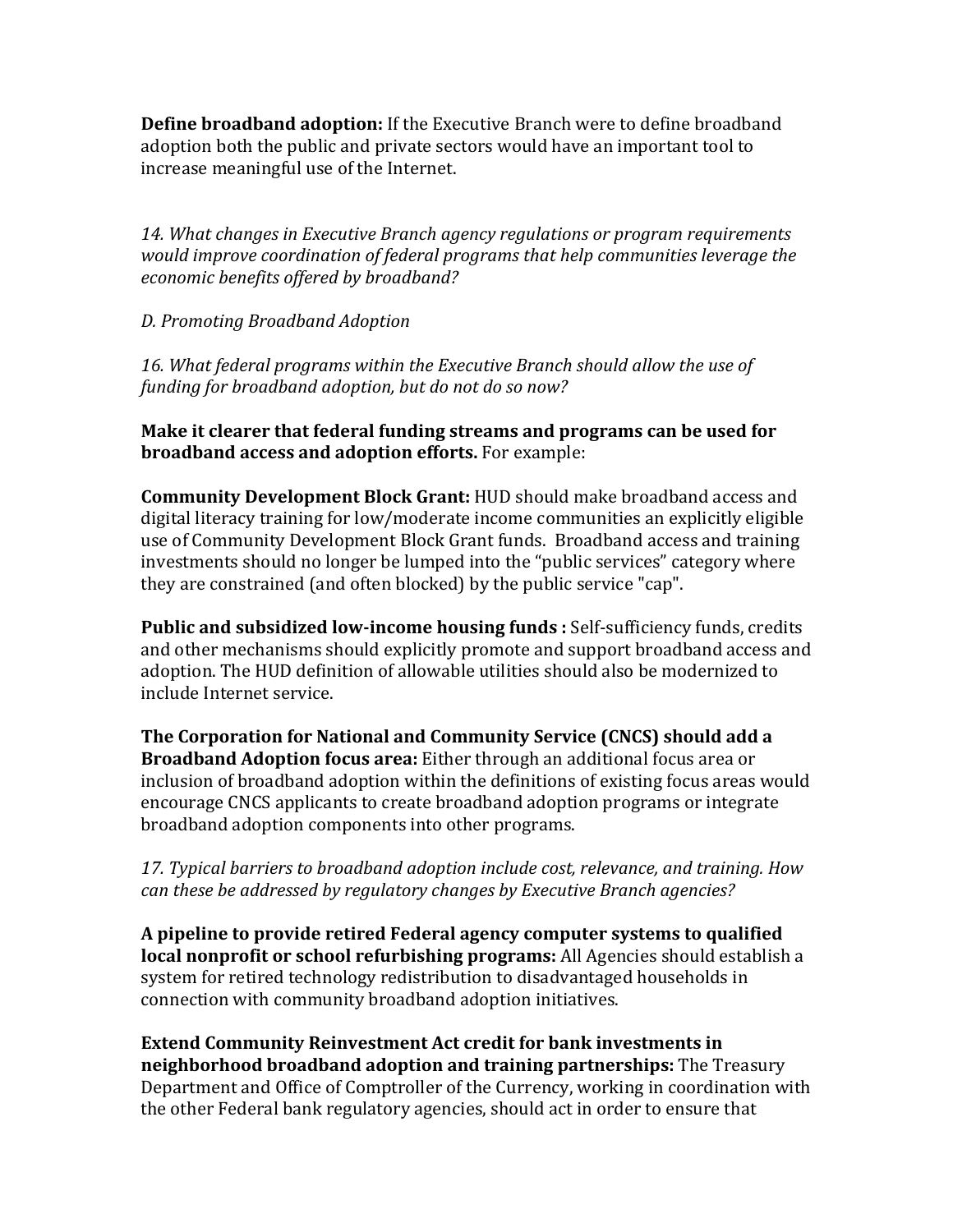**Define broadband adoption:** If the Executive Branch were to define broadband adoption both the public and private sectors would have an important tool to increase meaningful use of the Internet.

*14. What changes in Executive Branch agency regulations or program requirements would improve coordination of federal programs that help communities leverage the economic benefits offered by broadband?*

*D. Promoting Broadband Adoption*

*16. What federal programs within the Executive Branch should allow the use of funding for broadband adoption, but do not do so now?*

**Make it clearer that federal funding streams and programs can be used for broadband access and adoption efforts.** For example:

**Community Development Block Grant:** HUD should make broadband access and digital literacy training for low/moderate income communities an explicitly eligible use of Community Development Block Grant funds. Broadband access and training investments should no longer be lumped into the "public services" category where they are constrained (and often blocked) by the public service "cap".

**Public and subsidized low-income housing funds :** Self-sufficiency funds, credits and other mechanisms should explicitly promote and support broadband access and adoption. The HUD definition of allowable utilities should also be modernized to include Internet service.

**The Corporation for National and Community Service (CNCS) should add a Broadband Adoption focus area:** Either through an additional focus area or inclusion of broadband adoption within the definitions of existing focus areas would encourage CNCS applicants to create broadband adoption programs or integrate broadband adoption components into other programs.

*17. Typical barriers to broadband adoption include cost, relevance, and training. How can these be addressed by regulatory changes by Executive Branch agencies?*

**A pipeline to provide retired Federal agency computer systems to qualified local nonprofit or school refurbishing programs:** All Agencies should establish a system for retired technology redistribution to disadvantaged households in connection with community broadband adoption initiatives.

**Extend Community Reinvestment Act credit for bank investments in neighborhood broadband adoption and training partnerships:** The Treasury Department and Office of Comptroller of the Currency, working in coordination with the other Federal bank regulatory agencies, should act in order to ensure that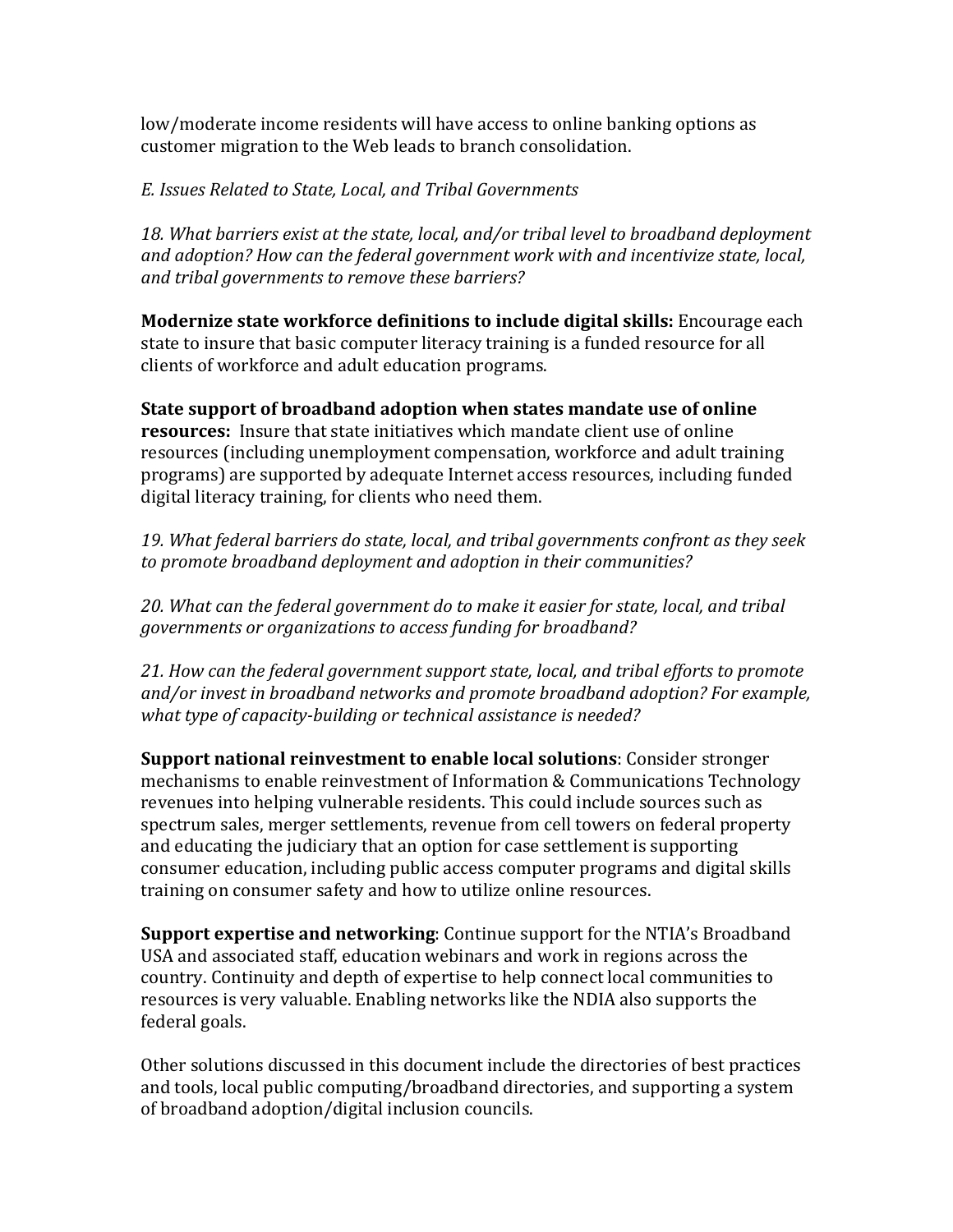low/moderate income residents will have access to online banking options as customer migration to the Web leads to branch consolidation.

*E. Issues Related to State, Local, and Tribal Governments*

*18. What barriers exist at the state, local, and/or tribal level to broadband deployment and adoption? How can the federal government work with and incentivize state, local, and tribal governments to remove these barriers?*

**Modernize state workforce definitions to include digital skills:** Encourage each state to insure that basic computer literacy training is a funded resource for all clients of workforce and adult education programs.

**State support of broadband adoption when states mandate use of online resources:** Insure that state initiatives which mandate client use of online resources (including unemployment compensation, workforce and adult training programs) are supported by adequate Internet access resources, including funded digital literacy training, for clients who need them.

*19. What federal barriers do state, local, and tribal governments confront as they seek to promote broadband deployment and adoption in their communities?*

*20. What can the federal government do to make it easier for state, local, and tribal governments or organizations to access funding for broadband?*

*21. How can the federal government support state, local, and tribal efforts to promote and/or invest in broadband networks and promote broadband adoption? For example, what type of capacity-building or technical assistance is needed?*

**Support national reinvestment to enable local solutions**: Consider stronger mechanisms to enable reinvestment of Information & Communications Technology revenues into helping vulnerable residents. This could include sources such as spectrum sales, merger settlements, revenue from cell towers on federal property and educating the judiciary that an option for case settlement is supporting consumer education, including public access computer programs and digital skills training on consumer safety and how to utilize online resources.

**Support expertise and networking**: Continue support for the NTIA's Broadband USA and associated staff, education webinars and work in regions across the country. Continuity and depth of expertise to help connect local communities to resources is very valuable. Enabling networks like the NDIA also supports the federal goals.

Other solutions discussed in this document include the directories of best practices and tools, local public computing/broadband directories, and supporting a system of broadband adoption/digital inclusion councils.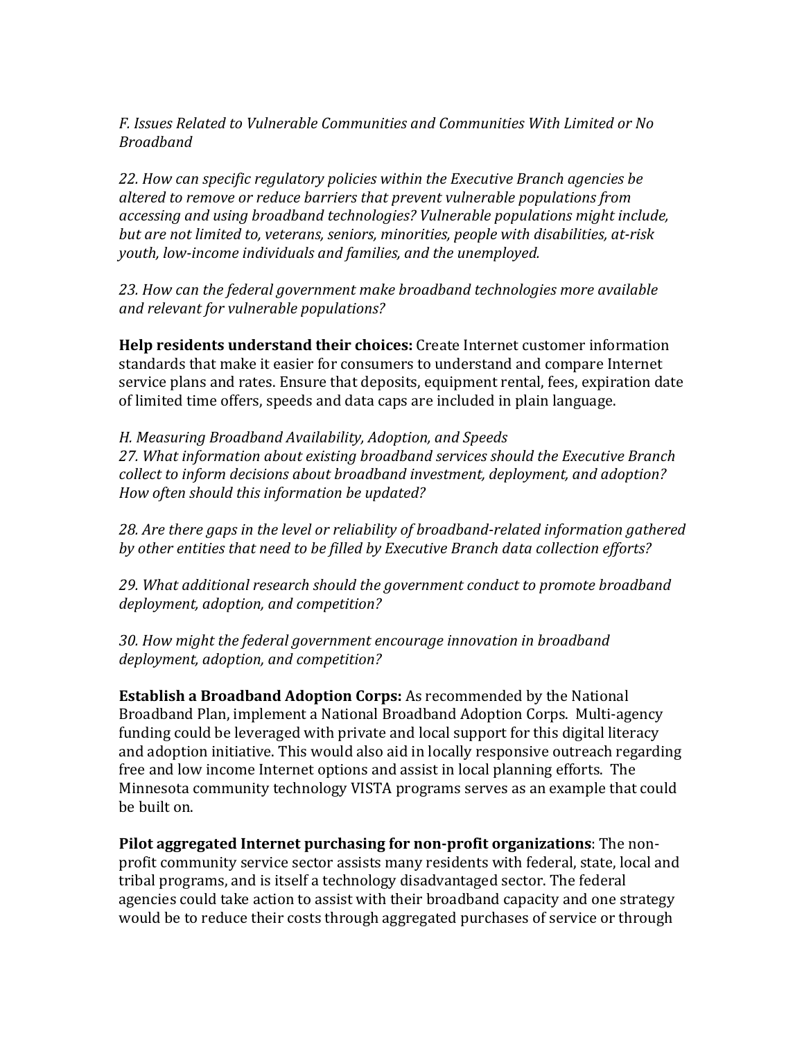*F. Issues Related to Vulnerable Communities and Communities With Limited or No Broadband*

*22. How can specific regulatory policies within the Executive Branch agencies be altered to remove or reduce barriers that prevent vulnerable populations from accessing and using broadband technologies? Vulnerable populations might include, but are not limited to, veterans, seniors, minorities, people with disabilities, at-risk youth, low-income individuals and families, and the unemployed.*

*23. How can the federal government make broadband technologies more available and relevant for vulnerable populations?*

**Help residents understand their choices:** Create Internet customer information standards that make it easier for consumers to understand and compare Internet service plans and rates. Ensure that deposits, equipment rental, fees, expiration date of limited time offers, speeds and data caps are included in plain language.

*H. Measuring Broadband Availability, Adoption, and Speeds*
*27. What information about existing broadband services should the Executive Branch collect to inform decisions about broadband investment, deployment, and adoption? How often should this information be updated?*

*28. Are there gaps in the level or reliability of broadband-related information gathered by other entities that need to be filled by Executive Branch data collection efforts?*

*29. What additional research should the government conduct to promote broadband deployment, adoption, and competition?*

*30. How might the federal government encourage innovation in broadband deployment, adoption, and competition?*

**Establish a Broadband Adoption Corps:** As recommended by the National Broadband Plan, implement a National Broadband Adoption Corps. Multi-agency funding could be leveraged with private and local support for this digital literacy and adoption initiative. This would also aid in locally responsive outreach regarding free and low income Internet options and assist in local planning efforts. The Minnesota community technology VISTA programs serves as an example that could be built on.

**Pilot aggregated Internet purchasing for non-profit organizations**: The non-profit community service sector assists many residents with federal, state, local and tribal programs, and is itself a technology disadvantaged sector. The federal agencies could take action to assist with their broadband capacity and one strategy would be to reduce their costs through aggregated purchases of service or through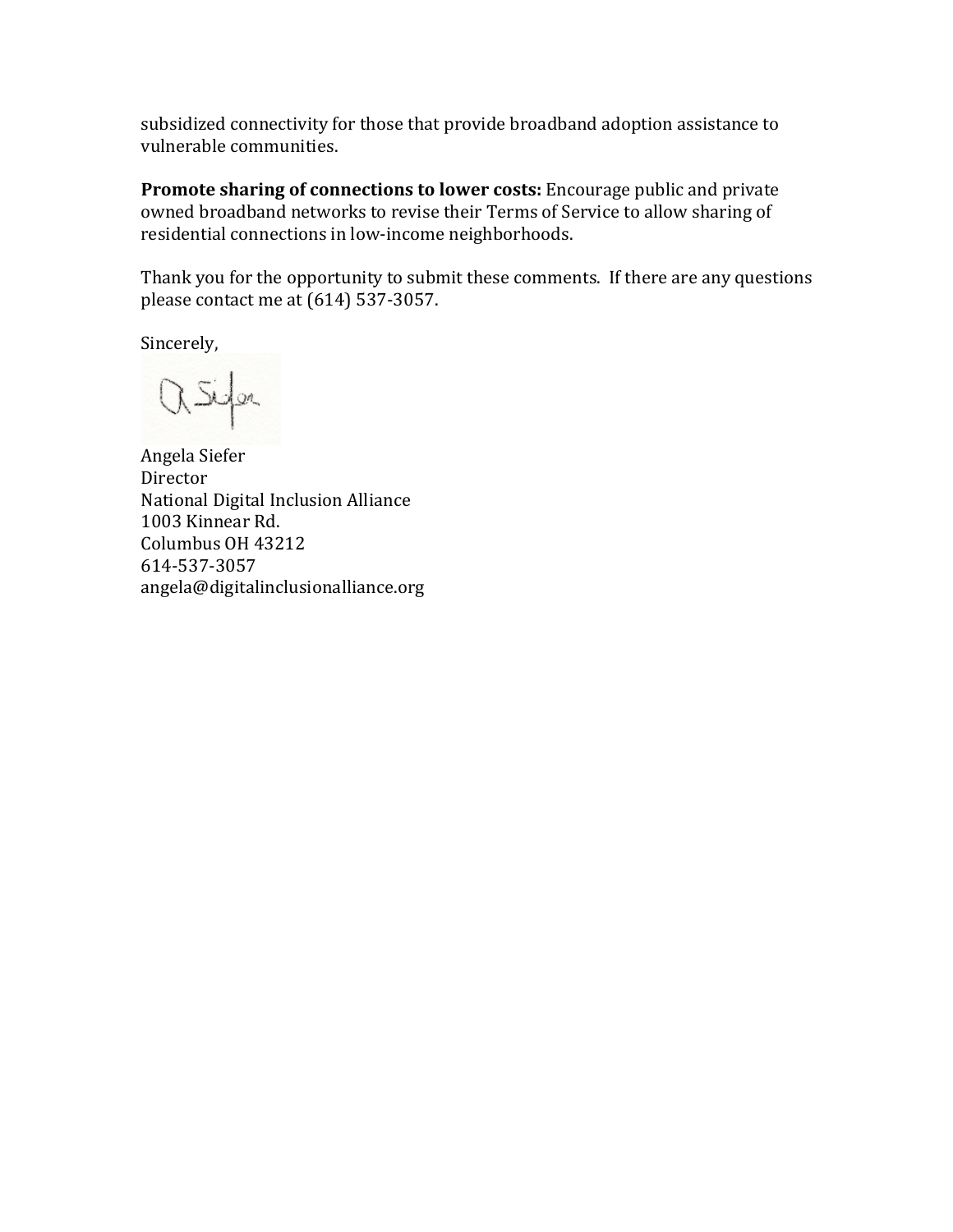subsidized connectivity for those that provide broadband adoption assistance to vulnerable communities.

**Promote sharing of connections to lower costs:** Encourage public and private owned broadband networks to revise their Terms of Service to allow sharing of residential connections in low-income neighborhoods.

Thank you for the opportunity to submit these comments. If there are any questions please contact me at (614) 537-3057.

Sincerely,

Angela Siefer  
Director  
National Digital Inclusion Alliance  
1003 Kinnear Rd.  
Columbus OH 43212  
614-537-3057  
angela@digitalinclusionalliance.org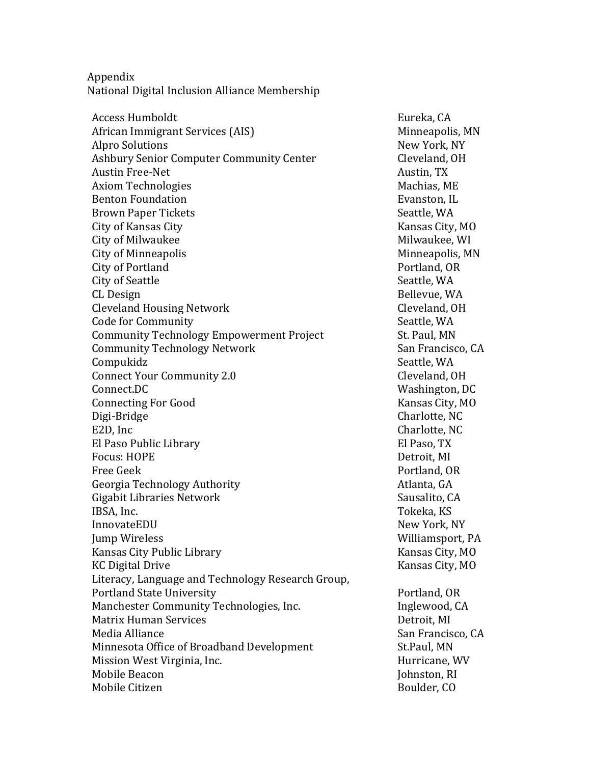Appendix
National Digital Inclusion Alliance Membership

| | |
|---|---|
| Access Humboldt | Eureka, CA |
| African Immigrant Services (AIS) | Minneapolis, MN |
| Alpro Solutions | New York, NY |
| Ashbury Senior Computer Community Center | Cleveland, OH |
| Austin Free-Net | Austin, TX |
| Axiom Technologies | Machias, ME |
| Benton Foundation | Evanston, IL |
| Brown Paper Tickets | Seattle, WA |
| City of Kansas City | Kansas City, MO |
| City of Milwaukee | Milwaukee, WI |
| City of Minneapolis | Minneapolis, MN |
| City of Portland | Portland, OR |
| City of Seattle | Seattle, WA |
| CL Design | Bellevue, WA |
| Cleveland Housing Network | Cleveland, OH |
| Code for Community | Seattle, WA |
| Community Technology Empowerment Project | St. Paul, MN |
| Community Technology Network | San Francisco, CA |
| Compukidz | Seattle, WA |
| Connect Your Community 2.0 | Cleveland, OH |
| Connect.DC | Washington, DC |
| Connecting For Good | Kansas City, MO |
| Digi-Bridge | Charlotte, NC |
| E2D, Inc | Charlotte, NC |
| El Paso Public Library | El Paso, TX |
| Focus: HOPE | Detroit, MI |
| Free Geek | Portland, OR |
| Georgia Technology Authority | Atlanta, GA |
| Gigabit Libraries Network | Sausalito, CA |
| IBSA, Inc. | Tokeka, KS |
| InnovateEDU | New York, NY |
| Jump Wireless | Williamsport, PA |
| Kansas City Public Library | Kansas City, MO |
| KC Digital Drive | Kansas City, MO |
| Literacy, Language and Technology Research Group, Portland State University | Portland, OR |
| Manchester Community Technologies, Inc. | Inglewood, CA |
| Matrix Human Services | Detroit, MI |
| Media Alliance | San Francisco, CA |
| Minnesota Office of Broadband Development | St.Paul, MN |
| Mission West Virginia, Inc. | Hurricane, WV |
| Mobile Beacon | Johnston, RI |
| Mobile Citizen | Boulder, CO |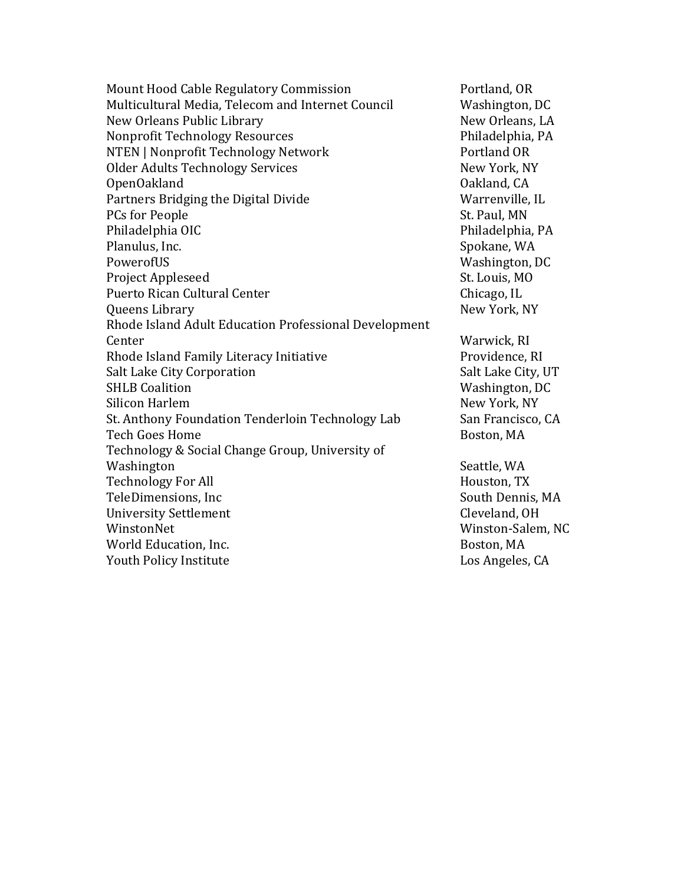| | |
|---|---|
| Mount Hood Cable Regulatory Commission | Portland, OR |
| Multicultural Media, Telecom and Internet Council | Washington, DC |
| New Orleans Public Library | New Orleans, LA |
| Nonprofit Technology Resources | Philadelphia, PA |
| NTEN \| Nonprofit Technology Network | Portland OR |
| Older Adults Technology Services | New York, NY |
| OpenOakland | Oakland, CA |
| Partners Bridging the Digital Divide | Warrenville, IL |
| PCs for People | St. Paul, MN |
| Philadelphia OIC | Philadelphia, PA |
| Planulus, Inc. | Spokane, WA |
| PowerofUS | Washington, DC |
| Project Appleseed | St. Louis, MO |
| Puerto Rican Cultural Center | Chicago, IL |
| Queens Library | New York, NY |
| Rhode Island Adult Education Professional Development Center | Warwick, RI |
| Rhode Island Family Literacy Initiative | Providence, RI |
| Salt Lake City Corporation | Salt Lake City, UT |
| SHLB Coalition | Washington, DC |
| Silicon Harlem | New York, NY |
| St. Anthony Foundation Tenderloin Technology Lab | San Francisco, CA |
| Tech Goes Home | Boston, MA |
| Technology & Social Change Group, University of Washington | Seattle, WA |
| Technology For All | Houston, TX |
| TeleDimensions, Inc | South Dennis, MA |
| University Settlement | Cleveland, OH |
| WinstonNet | Winston-Salem, NC |
| World Education, Inc. | Boston, MA |
| Youth Policy Institute | Los Angeles, CA |